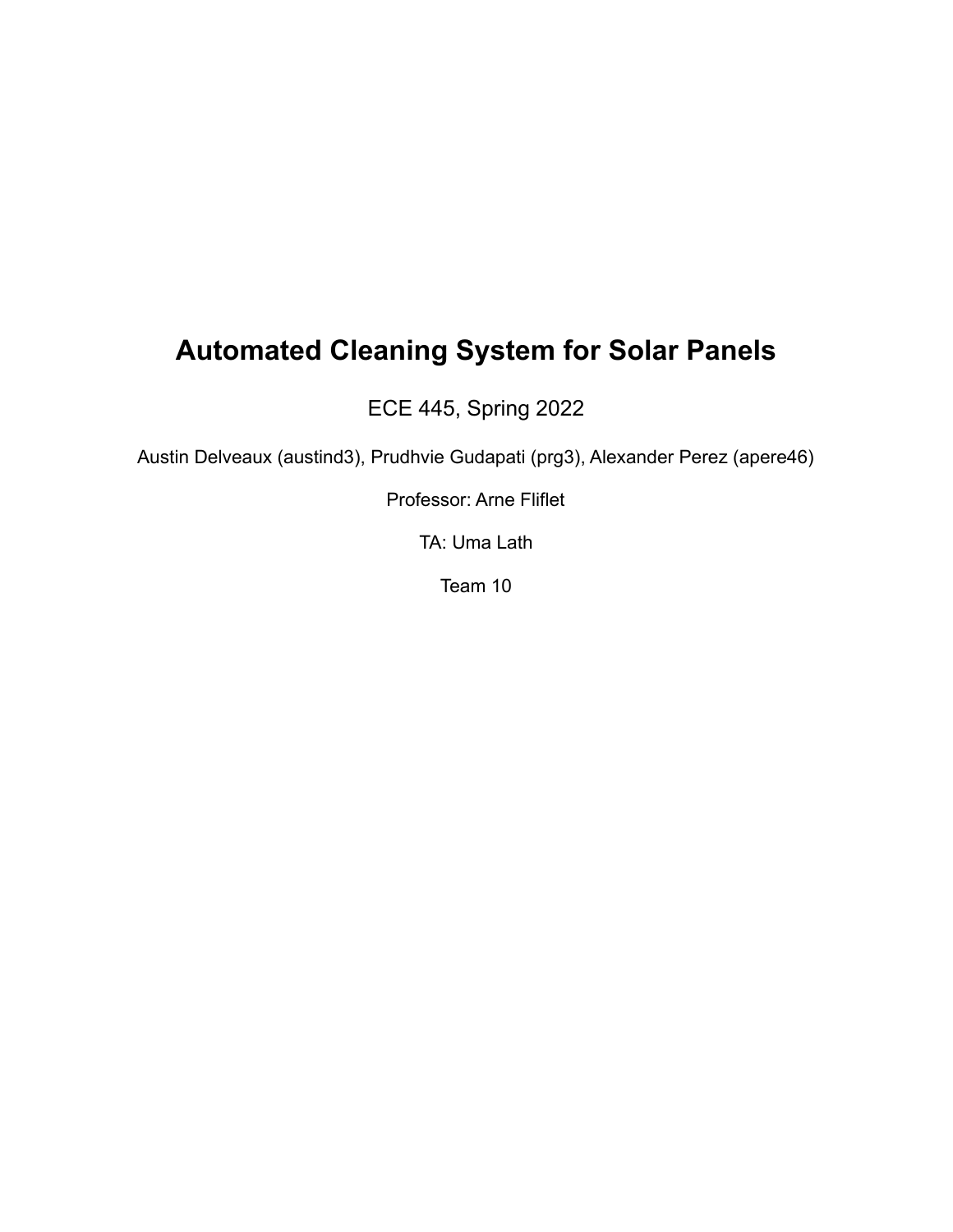# Automated Cleaning System for Solar Panels

ECE 445, Spring 2022

Austin Delveaux (austind3), Prudhvie Gudapati (prg3), Alexander Perez (apere46)

Professor: Arne Fliflet

TA: Uma Lath

Team 10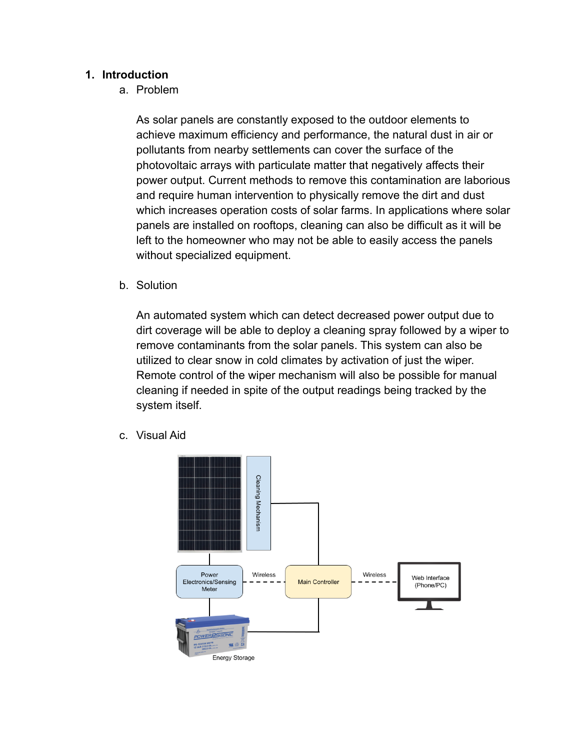1. **Introduction**

   a. Problem

      As solar panels are constantly exposed to the outdoor elements to achieve maximum efficiency and performance, the natural dust in air or pollutants from nearby settlements can cover the surface of the photovoltaic arrays with particulate matter that negatively affects their power output. Current methods to remove this contamination are laborious and require human intervention to physically remove the dirt and dust which increases operation costs of solar farms. In applications where solar panels are installed on rooftops, cleaning can also be difficult as it will be left to the homeowner who may not be able to easily access the panels without specialized equipment.

   b. Solution

      An automated system which can detect decreased power output due to dirt coverage will be able to deploy a cleaning spray followed by a wiper to remove contaminants from the solar panels. This system can also be utilized to clear snow in cold climates by activation of just the wiper. Remote control of the wiper mechanism will also be possible for manual cleaning if needed in spite of the output readings being tracked by the system itself.

   c. Visual Aid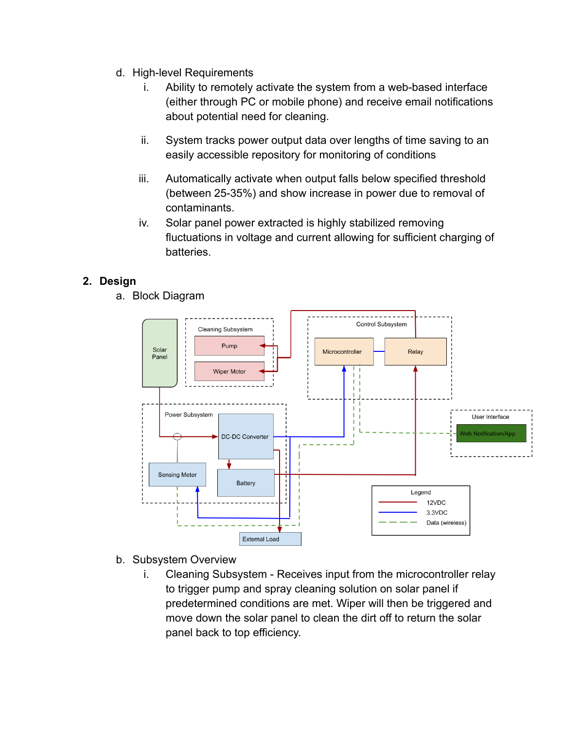d. High-level Requirements

i. Ability to remotely activate the system from a web-based interface (either through PC or mobile phone) and receive email notifications about potential need for cleaning.

ii. System tracks power output data over lengths of time saving to an easily accessible repository for monitoring of conditions

iii. Automatically activate when output falls below specified threshold (between 25-35%) and show increase in power due to removal of contaminants.

iv. Solar panel power extracted is highly stabilized removing fluctuations in voltage and current allowing for sufficient charging of batteries.

## 2. Design

a. Block Diagram

b. Subsystem Overview

i. Cleaning Subsystem - Receives input from the microcontroller relay to trigger pump and spray cleaning solution on solar panel if predetermined conditions are met. Wiper will then be triggered and move down the solar panel to clean the dirt off to return the solar panel back to top efficiency.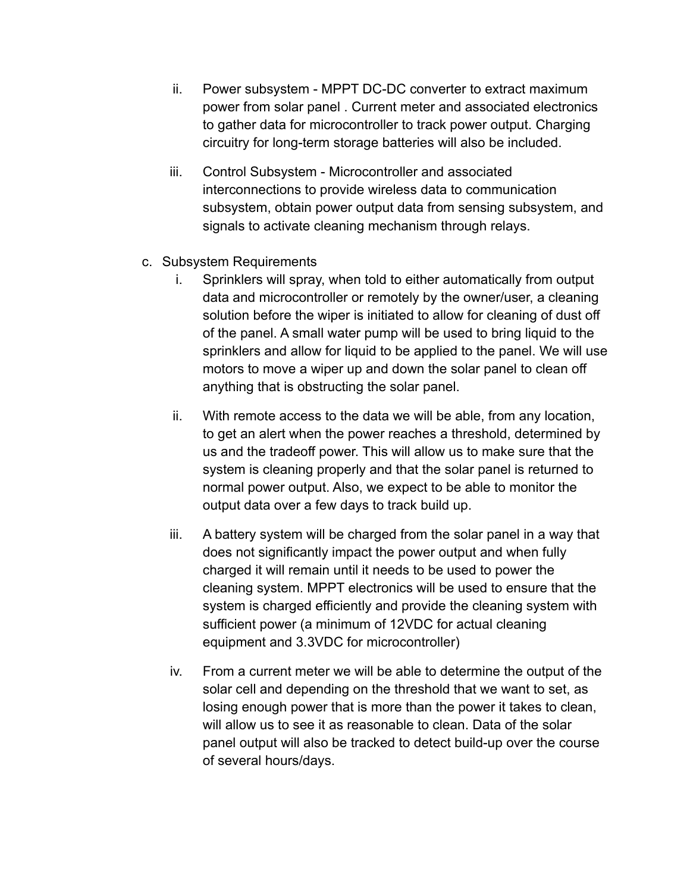ii. Power subsystem - MPPT DC-DC converter to extract maximum power from solar panel . Current meter and associated electronics to gather data for microcontroller to track power output. Charging circuitry for long-term storage batteries will also be included.

   iii. Control Subsystem - Microcontroller and associated interconnections to provide wireless data to communication subsystem, obtain power output data from sensing subsystem, and signals to activate cleaning mechanism through relays.

c. Subsystem Requirements

   i. Sprinklers will spray, when told to either automatically from output data and microcontroller or remotely by the owner/user, a cleaning solution before the wiper is initiated to allow for cleaning of dust off of the panel. A small water pump will be used to bring liquid to the sprinklers and allow for liquid to be applied to the panel. We will use motors to move a wiper up and down the solar panel to clean off anything that is obstructing the solar panel.

   ii. With remote access to the data we will be able, from any location, to get an alert when the power reaches a threshold, determined by us and the tradeoff power. This will allow us to make sure that the system is cleaning properly and that the solar panel is returned to normal power output. Also, we expect to be able to monitor the output data over a few days to track build up.

   iii. A battery system will be charged from the solar panel in a way that does not significantly impact the power output and when fully charged it will remain until it needs to be used to power the cleaning system. MPPT electronics will be used to ensure that the system is charged efficiently and provide the cleaning system with sufficient power (a minimum of 12VDC for actual cleaning equipment and 3.3VDC for microcontroller)

   iv. From a current meter we will be able to determine the output of the solar cell and depending on the threshold that we want to set, as losing enough power that is more than the power it takes to clean, will allow us to see it as reasonable to clean. Data of the solar panel output will also be tracked to detect build-up over the course of several hours/days.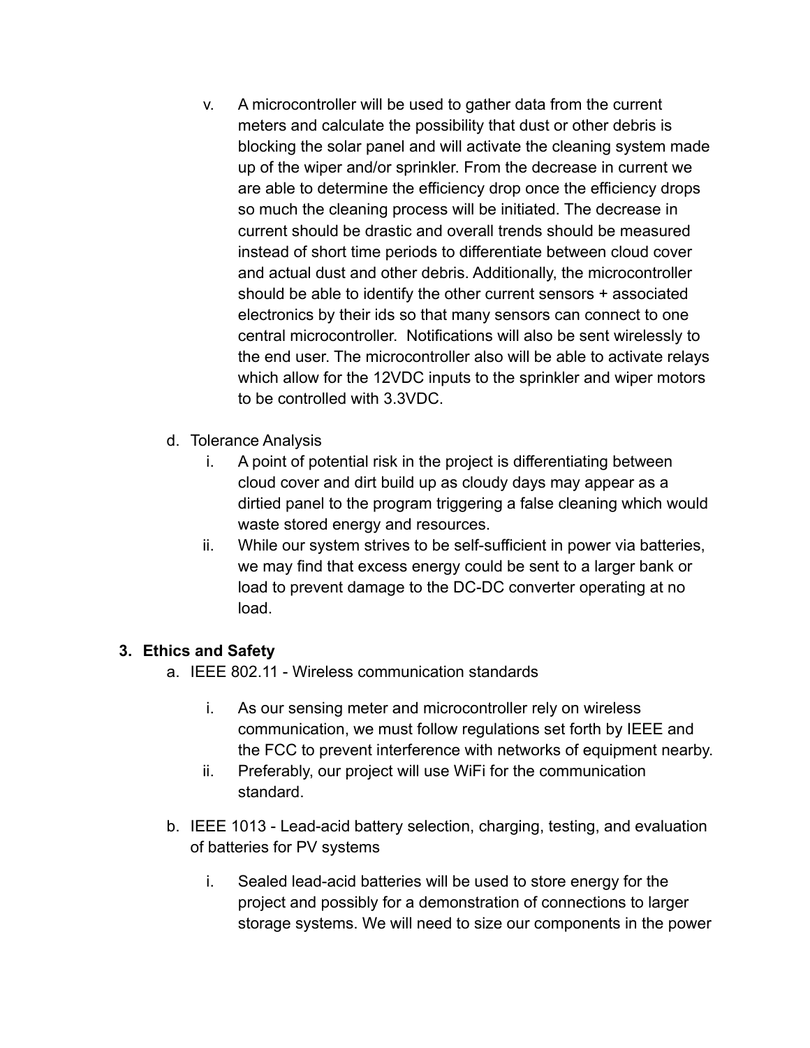v. A microcontroller will be used to gather data from the current meters and calculate the possibility that dust or other debris is blocking the solar panel and will activate the cleaning system made up of the wiper and/or sprinkler. From the decrease in current we are able to determine the efficiency drop once the efficiency drops so much the cleaning process will be initiated. The decrease in current should be drastic and overall trends should be measured instead of short time periods to differentiate between cloud cover and actual dust and other debris. Additionally, the microcontroller should be able to identify the other current sensors + associated electronics by their ids so that many sensors can connect to one central microcontroller. Notifications will also be sent wirelessly to the end user. The microcontroller also will be able to activate relays which allow for the 12VDC inputs to the sprinkler and wiper motors to be controlled with 3.3VDC.

d. Tolerance Analysis
   i. A point of potential risk in the project is differentiating between cloud cover and dirt build up as cloudy days may appear as a dirtied panel to the program triggering a false cleaning which would waste stored energy and resources.
   ii. While our system strives to be self-sufficient in power via batteries, we may find that excess energy could be sent to a larger bank or load to prevent damage to the DC-DC converter operating at no load.

## 3. Ethics and Safety

a. IEEE 802.11 - Wireless communication standards
   i. As our sensing meter and microcontroller rely on wireless communication, we must follow regulations set forth by IEEE and the FCC to prevent interference with networks of equipment nearby.
   ii. Preferably, our project will use WiFi for the communication standard.

b. IEEE 1013 - Lead-acid battery selection, charging, testing, and evaluation of batteries for PV systems
   i. Sealed lead-acid batteries will be used to store energy for the project and possibly for a demonstration of connections to larger storage systems. We will need to size our components in the power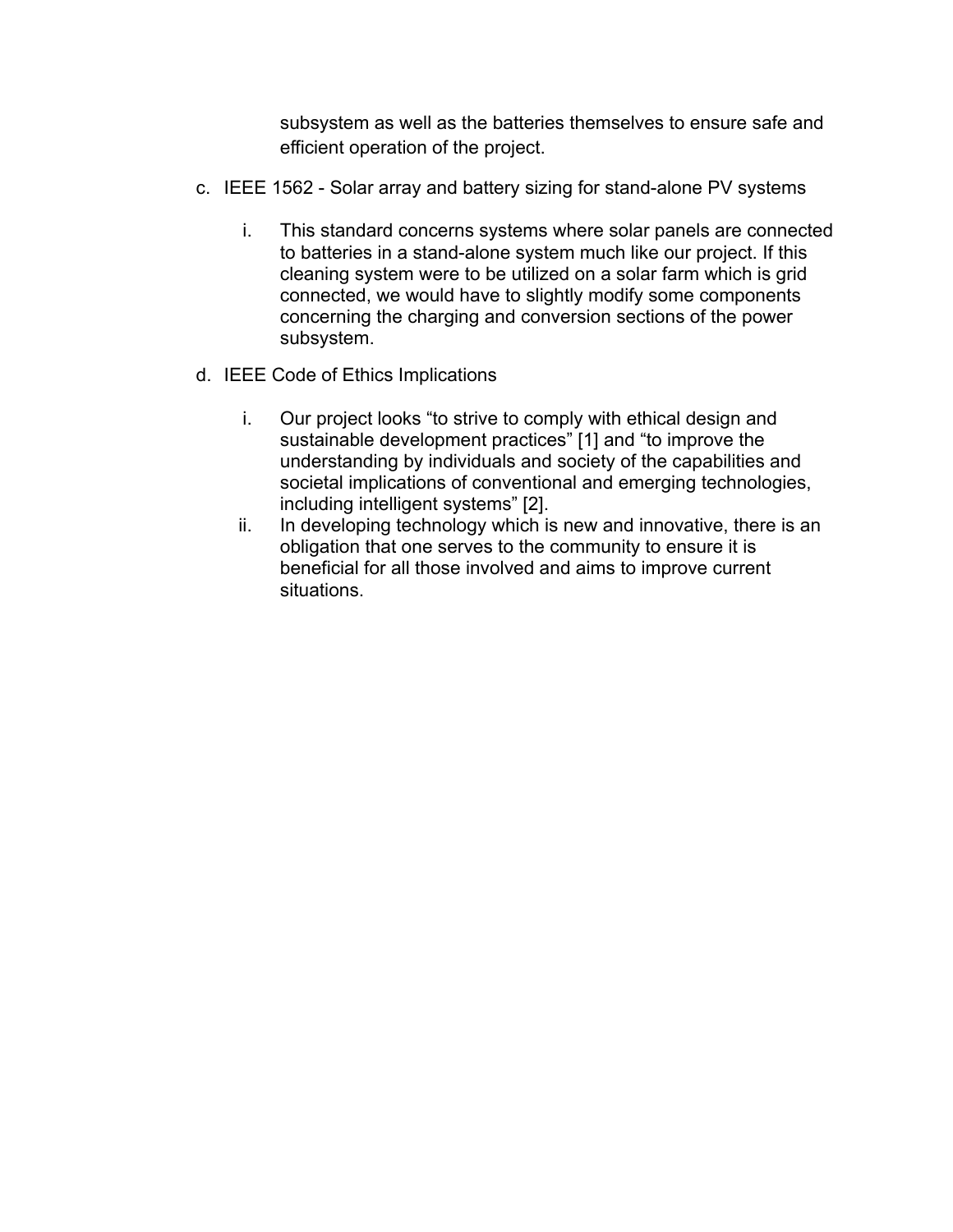subsystem as well as the batteries themselves to ensure safe and efficient operation of the project.

c. IEEE 1562 - Solar array and battery sizing for stand-alone PV systems

    i. This standard concerns systems where solar panels are connected to batteries in a stand-alone system much like our project. If this cleaning system were to be utilized on a solar farm which is grid connected, we would have to slightly modify some components concerning the charging and conversion sections of the power subsystem.

d. IEEE Code of Ethics Implications

    i. Our project looks "to strive to comply with ethical design and sustainable development practices" [1] and "to improve the understanding by individuals and society of the capabilities and societal implications of conventional and emerging technologies, including intelligent systems" [2].
    ii. In developing technology which is new and innovative, there is an obligation that one serves to the community to ensure it is beneficial for all those involved and aims to improve current situations.